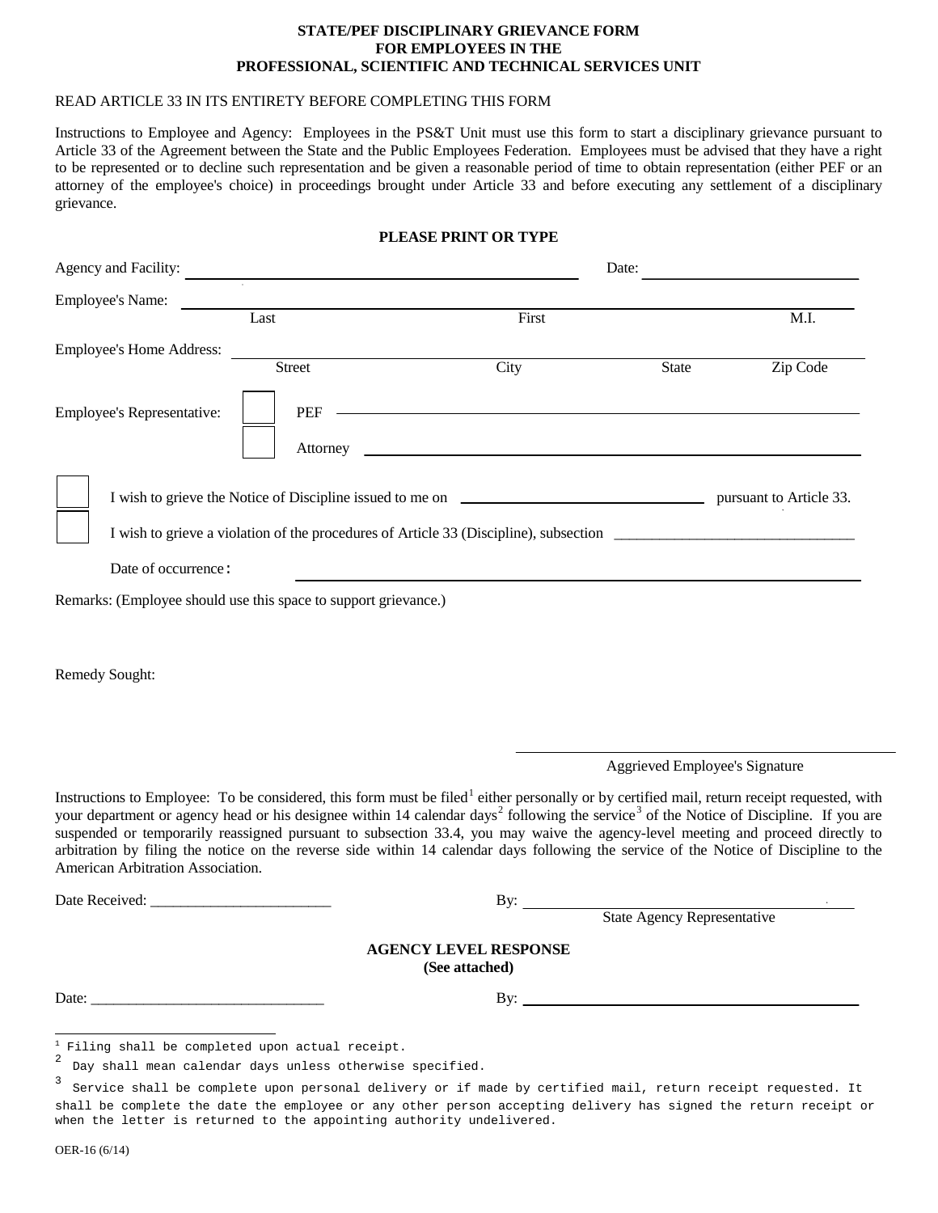# STATE/PEF DISCIPLINARY GRIEVANCE FORM
# FOR EMPLOYEES IN THE
# PROFESSIONAL, SCIENTIFIC AND TECHNICAL SERVICES UNIT

READ ARTICLE 33 IN ITS ENTIRETY BEFORE COMPLETING THIS FORM

Instructions to Employee and Agency: Employees in the PS&T Unit must use this form to start a disciplinary grievance pursuant to Article 33 of the Agreement between the State and the Public Employees Federation. Employees must be advised that they have a right to be represented or to decline such representation and be given a reasonable period of time to obtain representation (either PEF or an attorney of the employee's choice) in proceedings brought under Article 33 and before executing any settlement of a disciplinary grievance.

**PLEASE PRINT OR TYPE**

Agency and Facility: ______________________________ Date: ______________

Employee's Name: ______________________________________________
Last First M.I.

Employee's Home Address: ______________________________________________
Street City State Zip Code

Employee's Representative: ☐ PEF ______________________________

☐ Attorney ______________________________

☐ I wish to grieve the Notice of Discipline issued to me on ______________ pursuant to Article 33.

☐ I wish to grieve a violation of the procedures of Article 33 (Discipline), subsection ______________

Date of occurrence: ______________________________

Remarks: (Employee should use this space to support grievance.)

Remedy Sought:

______________________________
Aggrieved Employee's Signature

Instructions to Employee: To be considered, this form must be filed[1] either personally or by certified mail, return receipt requested, with your department or agency head or his designee within 14 calendar days[2] following the service[3] of the Notice of Discipline. If you are suspended or temporarily reassigned pursuant to subsection 33.4, you may waive the agency-level meeting and proceed directly to arbitration by filing the notice on the reverse side within 14 calendar days following the service of the Notice of Discipline to the American Arbitration Association.

Date Received: ______________________ By: ______________________________
State Agency Representative

**AGENCY LEVEL RESPONSE**
**(See attached)**

Date: ______________________ By: ______________________________

---

[1] Filing shall be completed upon actual receipt.

[2] Day shall mean calendar days unless otherwise specified.

[3] Service shall be complete upon personal delivery or if made by certified mail, return receipt requested. It shall be complete the date the employee or any other person accepting delivery has signed the return receipt or when the letter is returned to the appointing authority undelivered.

OER-16 (6/14)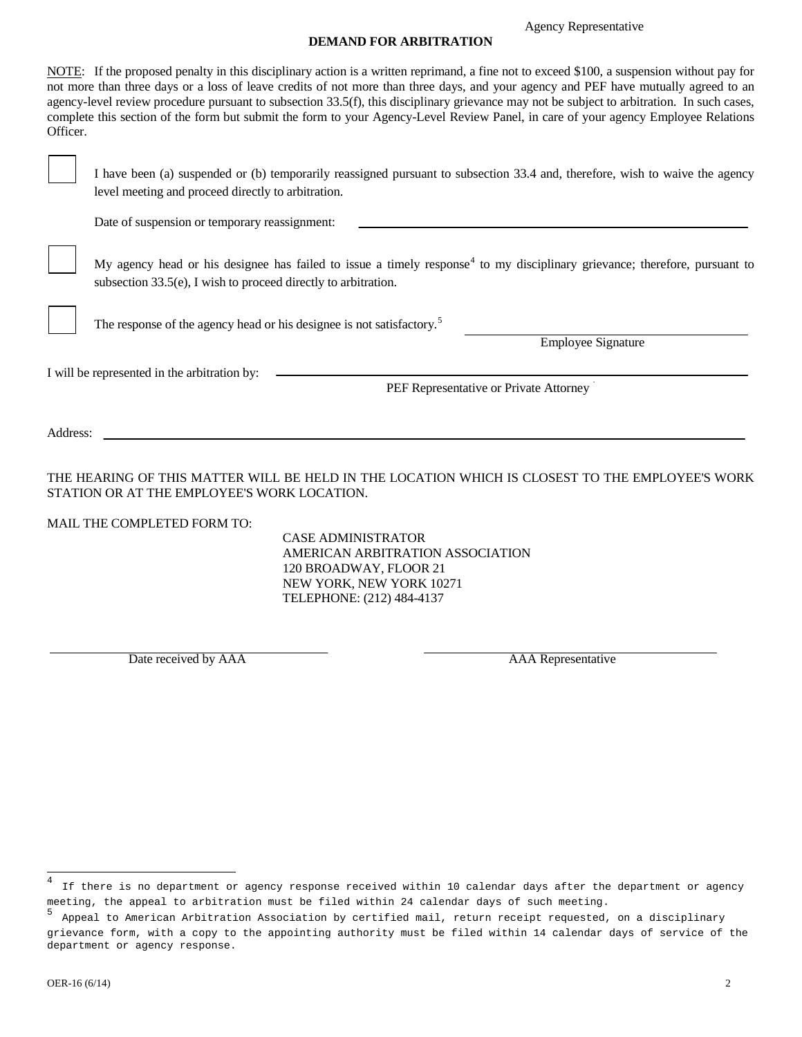Agency Representative

## DEMAND FOR ARBITRATION

NOTE: If the proposed penalty in this disciplinary action is a written reprimand, a fine not to exceed $100, a suspension without pay for not more than three days or a loss of leave credits of not more than three days, and your agency and PEF have mutually agreed to an agency-level review procedure pursuant to subsection 33.5(f), this disciplinary grievance may not be subject to arbitration. In such cases, complete this section of the form but submit the form to your Agency-Level Review Panel, in care of your agency Employee Relations Officer.

☐ I have been (a) suspended or (b) temporarily reassigned pursuant to subsection 33.4 and, therefore, wish to waive the agency level meeting and proceed directly to arbitration.

Date of suspension or temporary reassignment: ______________________________

☐ My agency head or his designee has failed to issue a timely response[4] to my disciplinary grievance; therefore, pursuant to subsection 33.5(e), I wish to proceed directly to arbitration.

☐ The response of the agency head or his designee is not satisfactory.[5]

______________________________
Employee Signature

I will be represented in the arbitration by: ______________________________
PEF Representative or Private Attorney

Address: ______________________________

THE HEARING OF THIS MATTER WILL BE HELD IN THE LOCATION WHICH IS CLOSEST TO THE EMPLOYEE'S WORK STATION OR AT THE EMPLOYEE'S WORK LOCATION.

MAIL THE COMPLETED FORM TO:

CASE ADMINISTRATOR
AMERICAN ARBITRATION ASSOCIATION
120 BROADWAY, FLOOR 21
NEW YORK, NEW YORK 10271
TELEPHONE: (212) 484-4137

______________________________
Date received by AAA

______________________________
AAA Representative

[4] If there is no department or agency response received within 10 calendar days after the department or agency meeting, the appeal to arbitration must be filed within 24 calendar days of such meeting.

[5] Appeal to American Arbitration Association by certified mail, return receipt requested, on a disciplinary grievance form, with a copy to the appointing authority must be filed within 14 calendar days of service of the department or agency response.

OER-16 (6/14)